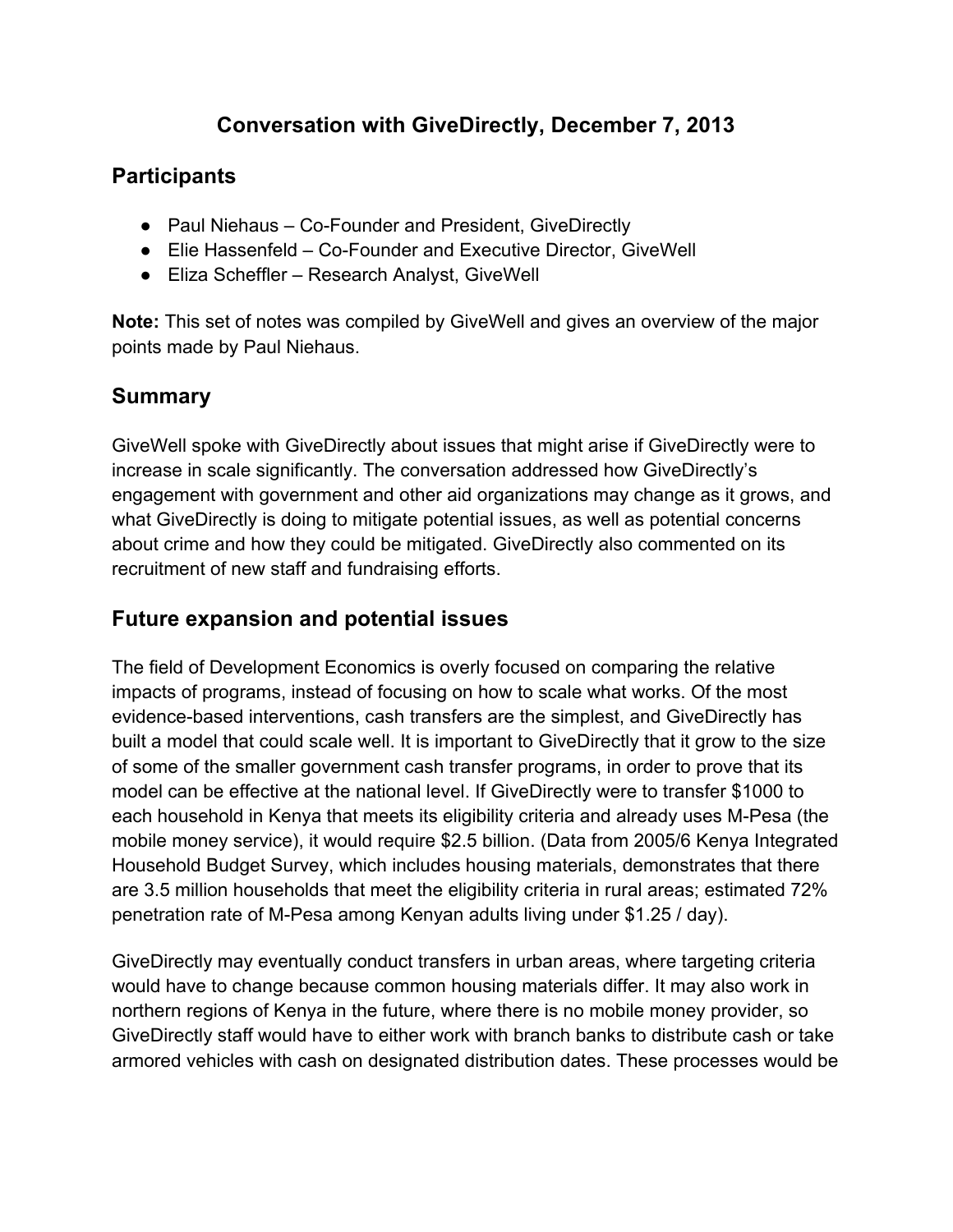# Conversation with GiveDirectly, December 7, 2013

## Participants

- Paul Niehaus – Co-Founder and President, GiveDirectly
- Elie Hassenfeld – Co-Founder and Executive Director, GiveWell
- Eliza Scheffler – Research Analyst, GiveWell

**Note:** This set of notes was compiled by GiveWell and gives an overview of the major points made by Paul Niehaus.

## Summary

GiveWell spoke with GiveDirectly about issues that might arise if GiveDirectly were to increase in scale significantly. The conversation addressed how GiveDirectly's engagement with government and other aid organizations may change as it grows, and what GiveDirectly is doing to mitigate potential issues, as well as potential concerns about crime and how they could be mitigated. GiveDirectly also commented on its recruitment of new staff and fundraising efforts.

## Future expansion and potential issues

The field of Development Economics is overly focused on comparing the relative impacts of programs, instead of focusing on how to scale what works. Of the most evidence-based interventions, cash transfers are the simplest, and GiveDirectly has built a model that could scale well. It is important to GiveDirectly that it grow to the size of some of the smaller government cash transfer programs, in order to prove that its model can be effective at the national level. If GiveDirectly were to transfer $1000 to each household in Kenya that meets its eligibility criteria and already uses M-Pesa (the mobile money service), it would require $2.5 billion. (Data from 2005/6 Kenya Integrated Household Budget Survey, which includes housing materials, demonstrates that there are 3.5 million households that meet the eligibility criteria in rural areas; estimated 72% penetration rate of M-Pesa among Kenyan adults living under $1.25 / day).

GiveDirectly may eventually conduct transfers in urban areas, where targeting criteria would have to change because common housing materials differ. It may also work in northern regions of Kenya in the future, where there is no mobile money provider, so GiveDirectly staff would have to either work with branch banks to distribute cash or take armored vehicles with cash on designated distribution dates. These processes would be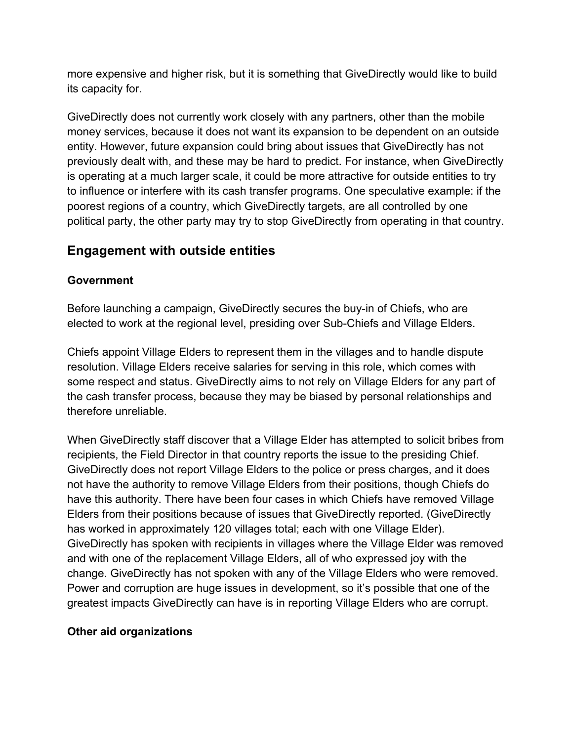more expensive and higher risk, but it is something that GiveDirectly would like to build its capacity for.

GiveDirectly does not currently work closely with any partners, other than the mobile money services, because it does not want its expansion to be dependent on an outside entity. However, future expansion could bring about issues that GiveDirectly has not previously dealt with, and these may be hard to predict. For instance, when GiveDirectly is operating at a much larger scale, it could be more attractive for outside entities to try to influence or interfere with its cash transfer programs. One speculative example: if the poorest regions of a country, which GiveDirectly targets, are all controlled by one political party, the other party may try to stop GiveDirectly from operating in that country.

## Engagement with outside entities

### Government

Before launching a campaign, GiveDirectly secures the buy-in of Chiefs, who are elected to work at the regional level, presiding over Sub-Chiefs and Village Elders.

Chiefs appoint Village Elders to represent them in the villages and to handle dispute resolution. Village Elders receive salaries for serving in this role, which comes with some respect and status. GiveDirectly aims to not rely on Village Elders for any part of the cash transfer process, because they may be biased by personal relationships and therefore unreliable.

When GiveDirectly staff discover that a Village Elder has attempted to solicit bribes from recipients, the Field Director in that country reports the issue to the presiding Chief. GiveDirectly does not report Village Elders to the police or press charges, and it does not have the authority to remove Village Elders from their positions, though Chiefs do have this authority. There have been four cases in which Chiefs have removed Village Elders from their positions because of issues that GiveDirectly reported. (GiveDirectly has worked in approximately 120 villages total; each with one Village Elder). GiveDirectly has spoken with recipients in villages where the Village Elder was removed and with one of the replacement Village Elders, all of who expressed joy with the change. GiveDirectly has not spoken with any of the Village Elders who were removed. Power and corruption are huge issues in development, so it's possible that one of the greatest impacts GiveDirectly can have is in reporting Village Elders who are corrupt.

### Other aid organizations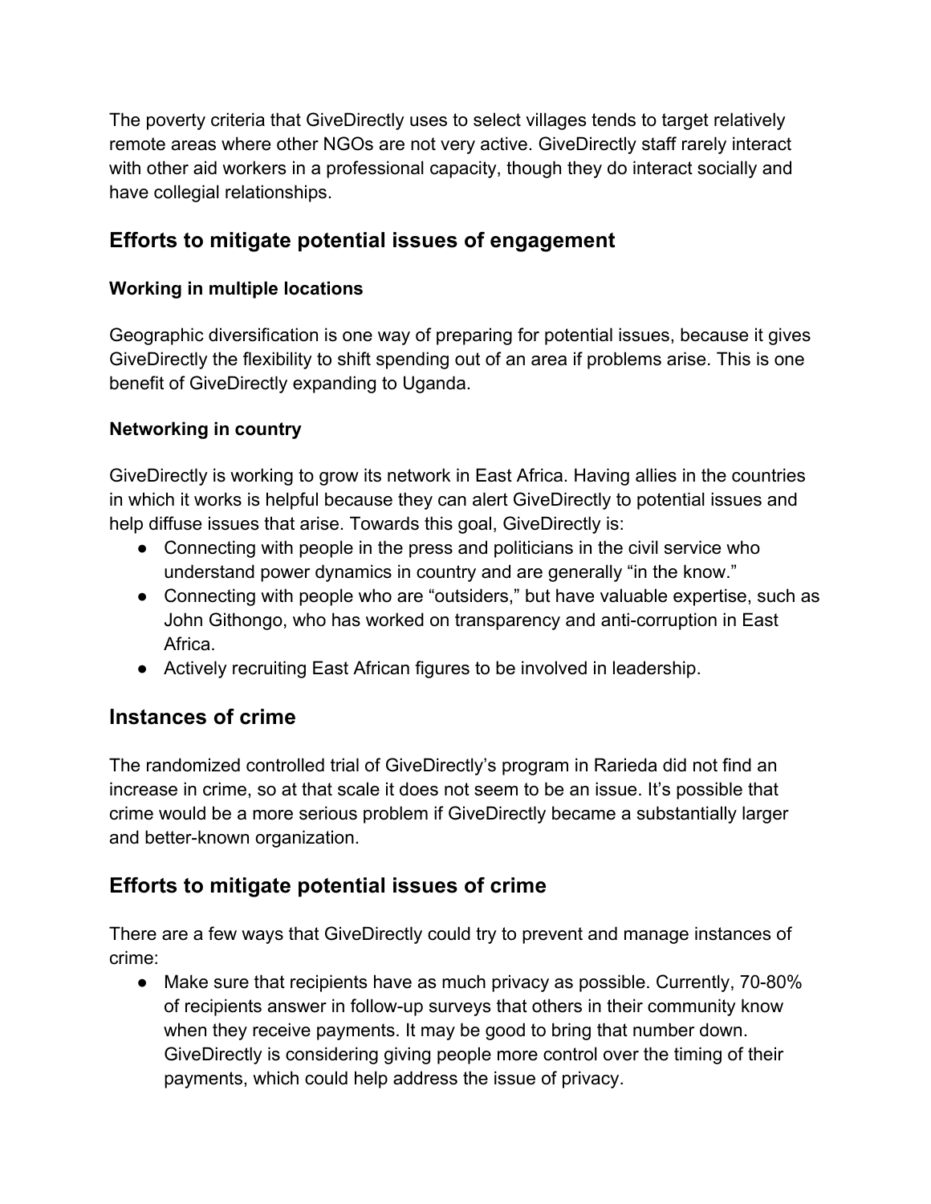The poverty criteria that GiveDirectly uses to select villages tends to target relatively remote areas where other NGOs are not very active. GiveDirectly staff rarely interact with other aid workers in a professional capacity, though they do interact socially and have collegial relationships.

## Efforts to mitigate potential issues of engagement

### Working in multiple locations

Geographic diversification is one way of preparing for potential issues, because it gives GiveDirectly the flexibility to shift spending out of an area if problems arise. This is one benefit of GiveDirectly expanding to Uganda.

### Networking in country

GiveDirectly is working to grow its network in East Africa. Having allies in the countries in which it works is helpful because they can alert GiveDirectly to potential issues and help diffuse issues that arise. Towards this goal, GiveDirectly is:

- Connecting with people in the press and politicians in the civil service who understand power dynamics in country and are generally "in the know."
- Connecting with people who are "outsiders," but have valuable expertise, such as John Githongo, who has worked on transparency and anti-corruption in East Africa.
- Actively recruiting East African figures to be involved in leadership.

## Instances of crime

The randomized controlled trial of GiveDirectly's program in Rarieda did not find an increase in crime, so at that scale it does not seem to be an issue. It's possible that crime would be a more serious problem if GiveDirectly became a substantially larger and better-known organization.

## Efforts to mitigate potential issues of crime

There are a few ways that GiveDirectly could try to prevent and manage instances of crime:

- Make sure that recipients have as much privacy as possible. Currently, 70-80% of recipients answer in follow-up surveys that others in their community know when they receive payments. It may be good to bring that number down. GiveDirectly is considering giving people more control over the timing of their payments, which could help address the issue of privacy.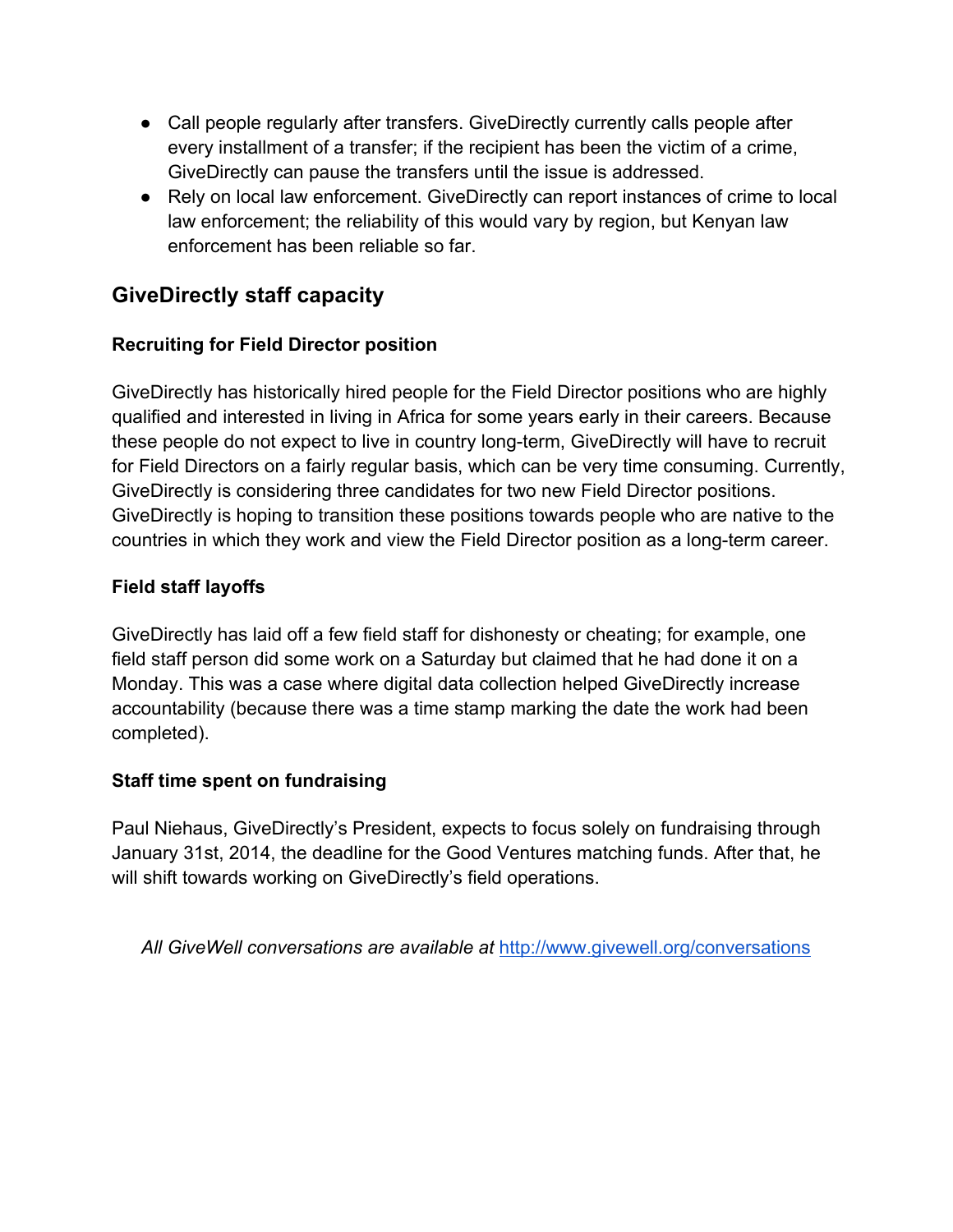- Call people regularly after transfers. GiveDirectly currently calls people after every installment of a transfer; if the recipient has been the victim of a crime, GiveDirectly can pause the transfers until the issue is addressed.
- Rely on local law enforcement. GiveDirectly can report instances of crime to local law enforcement; the reliability of this would vary by region, but Kenyan law enforcement has been reliable so far.

## GiveDirectly staff capacity

### Recruiting for Field Director position

GiveDirectly has historically hired people for the Field Director positions who are highly qualified and interested in living in Africa for some years early in their careers. Because these people do not expect to live in country long-term, GiveDirectly will have to recruit for Field Directors on a fairly regular basis, which can be very time consuming. Currently, GiveDirectly is considering three candidates for two new Field Director positions. GiveDirectly is hoping to transition these positions towards people who are native to the countries in which they work and view the Field Director position as a long-term career.

### Field staff layoffs

GiveDirectly has laid off a few field staff for dishonesty or cheating; for example, one field staff person did some work on a Saturday but claimed that he had done it on a Monday. This was a case where digital data collection helped GiveDirectly increase accountability (because there was a time stamp marking the date the work had been completed).

### Staff time spent on fundraising

Paul Niehaus, GiveDirectly's President, expects to focus solely on fundraising through January 31st, 2014, the deadline for the Good Ventures matching funds. After that, he will shift towards working on GiveDirectly's field operations.

*All GiveWell conversations are available at* [http://www.givewell.org/conversations](http://www.givewell.org/conversations)